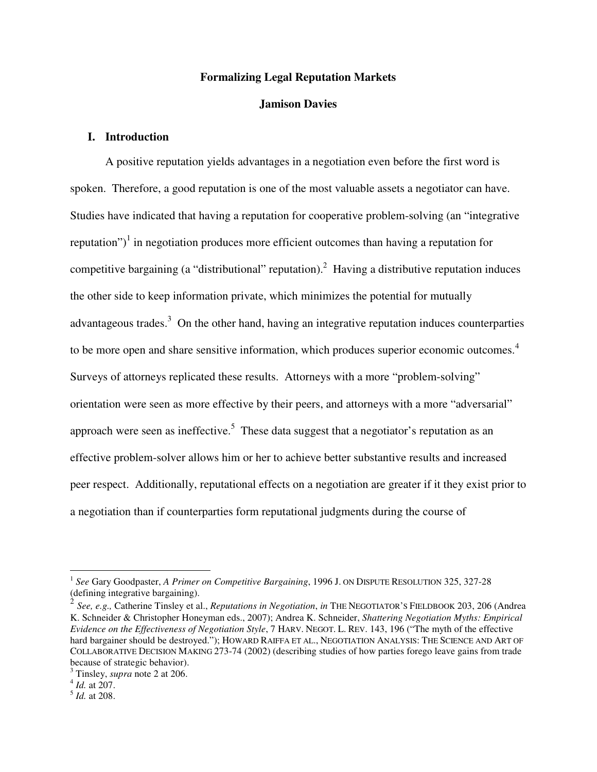# Formalizing Legal Reputation Markets

**Jamison Davies**

## I. Introduction

A positive reputation yields advantages in a negotiation even before the first word is spoken. Therefore, a good reputation is one of the most valuable assets a negotiator can have. Studies have indicated that having a reputation for cooperative problem-solving (an "integrative reputation")[1] in negotiation produces more efficient outcomes than having a reputation for competitive bargaining (a "distributional" reputation).[2] Having a distributive reputation induces the other side to keep information private, which minimizes the potential for mutually advantageous trades.[3] On the other hand, having an integrative reputation induces counterparties to be more open and share sensitive information, which produces superior economic outcomes.[4] Surveys of attorneys replicated these results. Attorneys with a more "problem-solving" orientation were seen as more effective by their peers, and attorneys with a more "adversarial" approach were seen as ineffective.[5] These data suggest that a negotiator's reputation as an effective problem-solver allows him or her to achieve better substantive results and increased peer respect. Additionally, reputational effects on a negotiation are greater if it they exist prior to a negotiation than if counterparties form reputational judgments during the course of

---

[1] *See* Gary Goodpaster, *A Primer on Competitive Bargaining*, 1996 J. ON DISPUTE RESOLUTION 325, 327-28 (defining integrative bargaining).

[2] *See, e.g.,* Catherine Tinsley et al., *Reputations in Negotiation*, *in* THE NEGOTIATOR'S FIELDBOOK 203, 206 (Andrea K. Schneider & Christopher Honeyman eds., 2007); Andrea K. Schneider, *Shattering Negotiation Myths: Empirical Evidence on the Effectiveness of Negotiation Style*, 7 HARV. NEGOT. L. REV. 143, 196 ("The myth of the effective hard bargainer should be destroyed."); HOWARD RAIFFA ET AL., NEGOTIATION ANALYSIS: THE SCIENCE AND ART OF COLLABORATIVE DECISION MAKING 273-74 (2002) (describing studies of how parties forego leave gains from trade because of strategic behavior).

[3] Tinsley, *supra* note 2 at 206.

[4] *Id.* at 207.

[5] *Id.* at 208.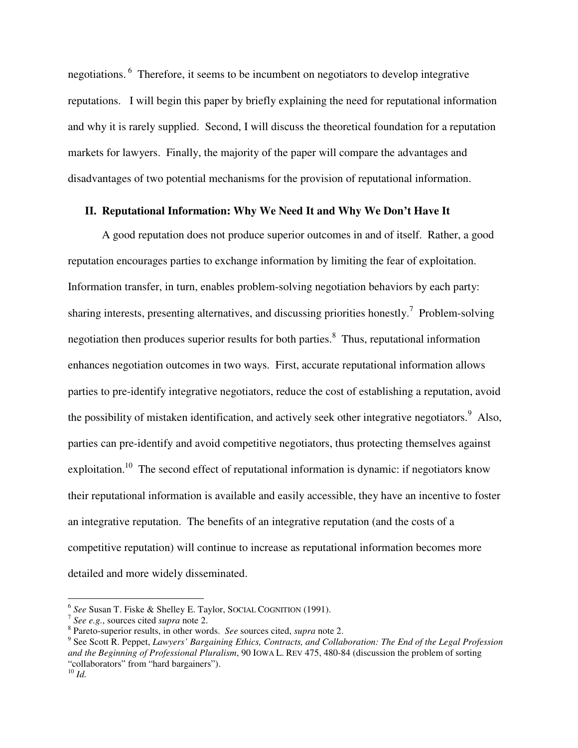negotiations.[6] Therefore, it seems to be incumbent on negotiators to develop integrative reputations. I will begin this paper by briefly explaining the need for reputational information and why it is rarely supplied. Second, I will discuss the theoretical foundation for a reputation markets for lawyers. Finally, the majority of the paper will compare the advantages and disadvantages of two potential mechanisms for the provision of reputational information.

## II. Reputational Information: Why We Need It and Why We Don't Have It

A good reputation does not produce superior outcomes in and of itself. Rather, a good reputation encourages parties to exchange information by limiting the fear of exploitation. Information transfer, in turn, enables problem-solving negotiation behaviors by each party: sharing interests, presenting alternatives, and discussing priorities honestly.[7] Problem-solving negotiation then produces superior results for both parties.[8] Thus, reputational information enhances negotiation outcomes in two ways. First, accurate reputational information allows parties to pre-identify integrative negotiators, reduce the cost of establishing a reputation, avoid the possibility of mistaken identification, and actively seek other integrative negotiators.[9] Also, parties can pre-identify and avoid competitive negotiators, thus protecting themselves against exploitation.[10] The second effect of reputational information is dynamic: if negotiators know their reputational information is available and easily accessible, they have an incentive to foster an integrative reputation. The benefits of an integrative reputation (and the costs of a competitive reputation) will continue to increase as reputational information becomes more detailed and more widely disseminated.

---

[6] *See* Susan T. Fiske & Shelley E. Taylor, SOCIAL COGNITION (1991).

[7] *See e.g.*, sources cited *supra* note 2.

[8] Pareto-superior results, in other words. *See* sources cited, *supra* note 2.

[9] See Scott R. Peppet, *Lawyers' Bargaining Ethics, Contracts, and Collaboration: The End of the Legal Profession and the Beginning of Professional Pluralism*, 90 IOWA L. REV 475, 480-84 (discussion the problem of sorting "collaborators" from "hard bargainers").

[10] *Id.*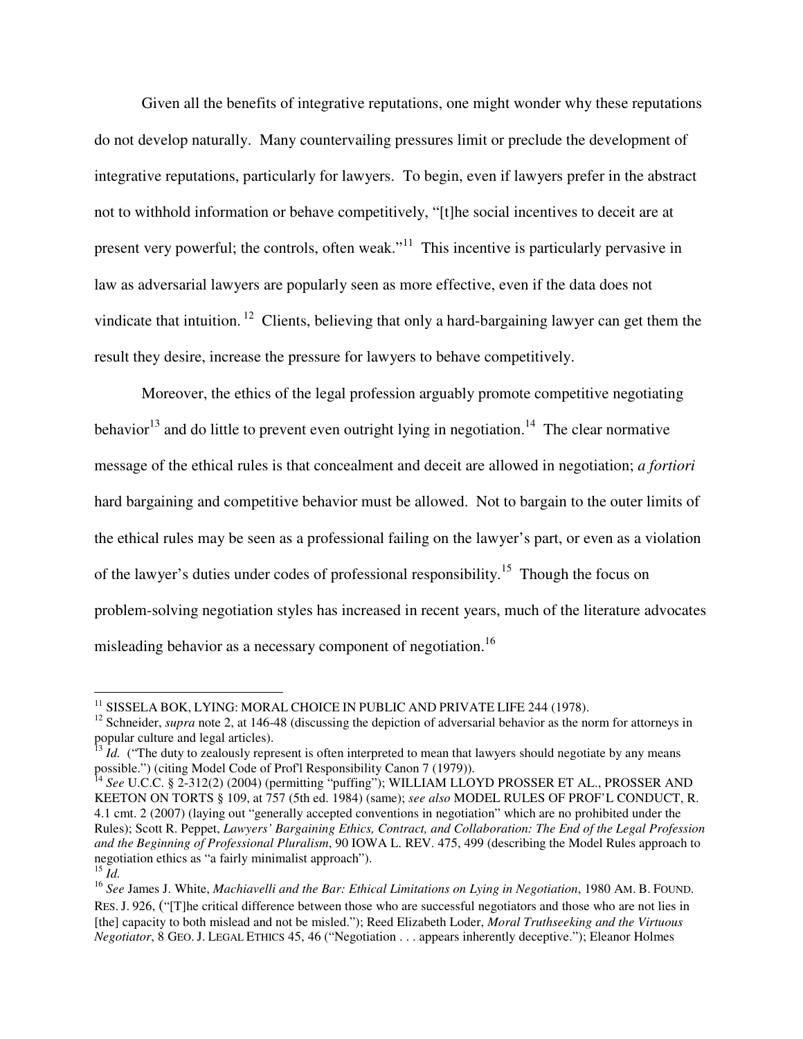Given all the benefits of integrative reputations, one might wonder why these reputations do not develop naturally. Many countervailing pressures limit or preclude the development of integrative reputations, particularly for lawyers. To begin, even if lawyers prefer in the abstract not to withhold information or behave competitively, "[t]he social incentives to deceit are at present very powerful; the controls, often weak."[11] This incentive is particularly pervasive in law as adversarial lawyers are popularly seen as more effective, even if the data does not vindicate that intuition.[12] Clients, believing that only a hard-bargaining lawyer can get them the result they desire, increase the pressure for lawyers to behave competitively.

Moreover, the ethics of the legal profession arguably promote competitive negotiating behavior[13] and do little to prevent even outright lying in negotiation.[14] The clear normative message of the ethical rules is that concealment and deceit are allowed in negotiation; *a fortiori* hard bargaining and competitive behavior must be allowed. Not to bargain to the outer limits of the ethical rules may be seen as a professional failing on the lawyer's part, or even as a violation of the lawyer's duties under codes of professional responsibility.[15] Though the focus on problem-solving negotiation styles has increased in recent years, much of the literature advocates misleading behavior as a necessary component of negotiation.[16]

---

[11] SISSELA BOK, LYING: MORAL CHOICE IN PUBLIC AND PRIVATE LIFE 244 (1978).

[12] Schneider, *supra* note 2, at 146-48 (discussing the depiction of adversarial behavior as the norm for attorneys in popular culture and legal articles).

[13] *Id.* ("The duty to zealously represent is often interpreted to mean that lawyers should negotiate by any means possible.") (citing Model Code of Prof'l Responsibility Canon 7 (1979)).

[14] *See* U.C.C. § 2-312(2) (2004) (permitting "puffing"); WILLIAM LLOYD PROSSER ET AL., PROSSER AND KEETON ON TORTS § 109, at 757 (5th ed. 1984) (same); *see also* MODEL RULES OF PROF'L CONDUCT, R. 4.1 cmt. 2 (2007) (laying out "generally accepted conventions in negotiation" which are no prohibited under the Rules); Scott R. Peppet, *Lawyers' Bargaining Ethics, Contract, and Collaboration: The End of the Legal Profession and the Beginning of Professional Pluralism*, 90 IOWA L. REV. 475, 499 (describing the Model Rules approach to negotiation ethics as "a fairly minimalist approach").

[15] *Id.*

[16] *See* James J. White, *Machiavelli and the Bar: Ethical Limitations on Lying in Negotiation*, 1980 AM. B. FOUND. RES. J. 926, ("[T]he critical difference between those who are successful negotiators and those who are not lies in [the] capacity to both mislead and not be misled."); Reed Elizabeth Loder, *Moral Truthseeking and the Virtuous Negotiator*, 8 GEO. J. LEGAL ETHICS 45, 46 ("Negotiation . . . appears inherently deceptive."); Eleanor Holmes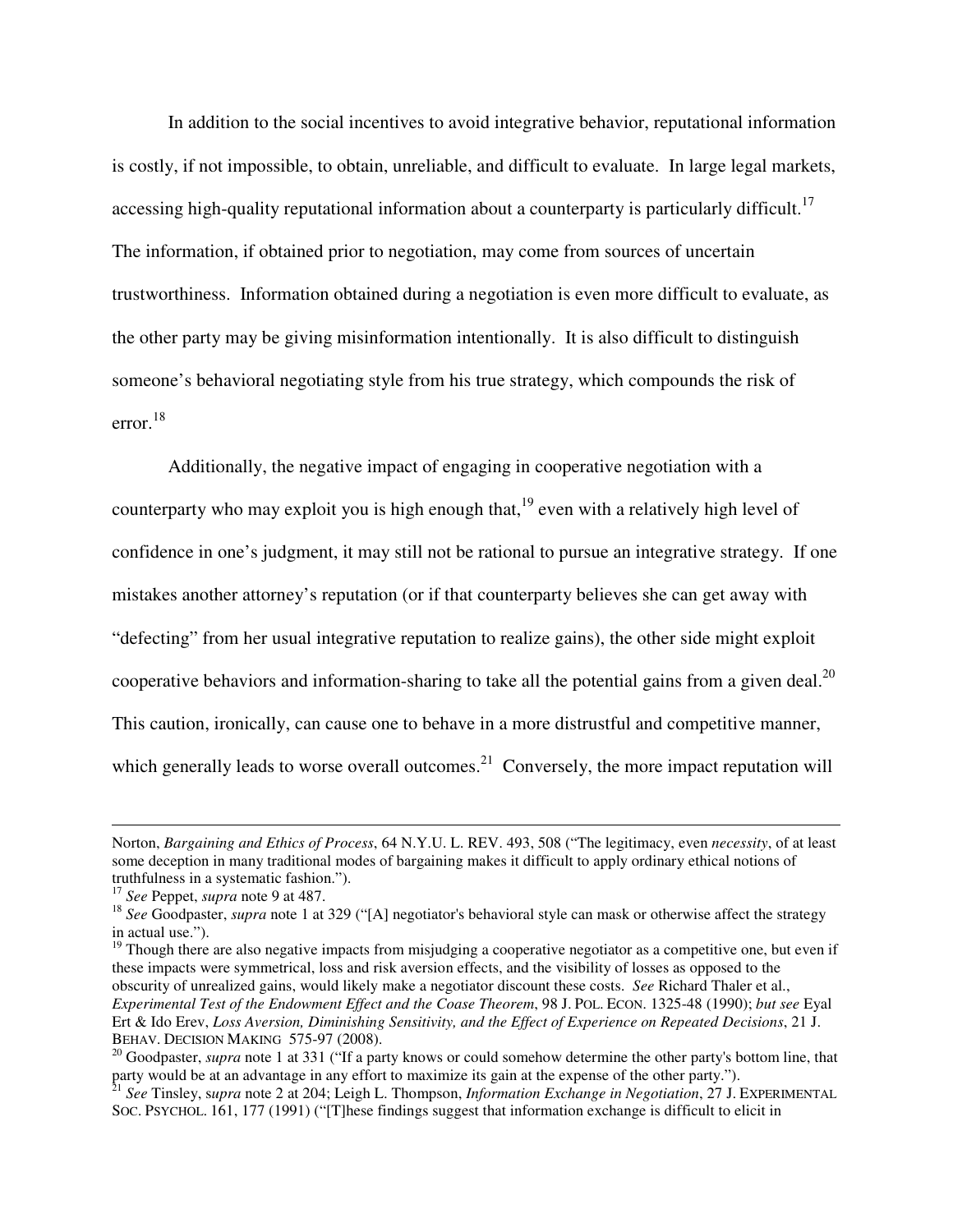In addition to the social incentives to avoid integrative behavior, reputational information is costly, if not impossible, to obtain, unreliable, and difficult to evaluate. In large legal markets, accessing high-quality reputational information about a counterparty is particularly difficult.[17] The information, if obtained prior to negotiation, may come from sources of uncertain trustworthiness. Information obtained during a negotiation is even more difficult to evaluate, as the other party may be giving misinformation intentionally. It is also difficult to distinguish someone's behavioral negotiating style from his true strategy, which compounds the risk of error.[18]

Additionally, the negative impact of engaging in cooperative negotiation with a counterparty who may exploit you is high enough that,[19] even with a relatively high level of confidence in one's judgment, it may still not be rational to pursue an integrative strategy. If one mistakes another attorney's reputation (or if that counterparty believes she can get away with "defecting" from her usual integrative reputation to realize gains), the other side might exploit cooperative behaviors and information-sharing to take all the potential gains from a given deal.[20] This caution, ironically, can cause one to behave in a more distrustful and competitive manner, which generally leads to worse overall outcomes.[21] Conversely, the more impact reputation will

---

Norton, *Bargaining and Ethics of Process*, 64 N.Y.U. L. REV. 493, 508 ("The legitimacy, even *necessity*, of at least some deception in many traditional modes of bargaining makes it difficult to apply ordinary ethical notions of truthfulness in a systematic fashion.").

[17] *See* Peppet, *supra* note 9 at 487.

[18] *See* Goodpaster, *supra* note 1 at 329 ("[A] negotiator's behavioral style can mask or otherwise affect the strategy in actual use.").

[19] Though there are also negative impacts from misjudging a cooperative negotiator as a competitive one, but even if these impacts were symmetrical, loss and risk aversion effects, and the visibility of losses as opposed to the obscurity of unrealized gains, would likely make a negotiator discount these costs. *See* Richard Thaler et al., *Experimental Test of the Endowment Effect and the Coase Theorem*, 98 J. POL. ECON. 1325-48 (1990); *but see* Eyal Ert & Ido Erev, *Loss Aversion, Diminishing Sensitivity, and the Effect of Experience on Repeated Decisions*, 21 J. BEHAV. DECISION MAKING 575-97 (2008).

[20] Goodpaster, *supra* note 1 at 331 ("If a party knows or could somehow determine the other party's bottom line, that party would be at an advantage in any effort to maximize its gain at the expense of the other party.").

[21] *See* Tinsley, s*upra* note 2 at 204; Leigh L. Thompson, *Information Exchange in Negotiation*, 27 J. EXPERIMENTAL SOC. PSYCHOL. 161, 177 (1991) ("[T]hese findings suggest that information exchange is difficult to elicit in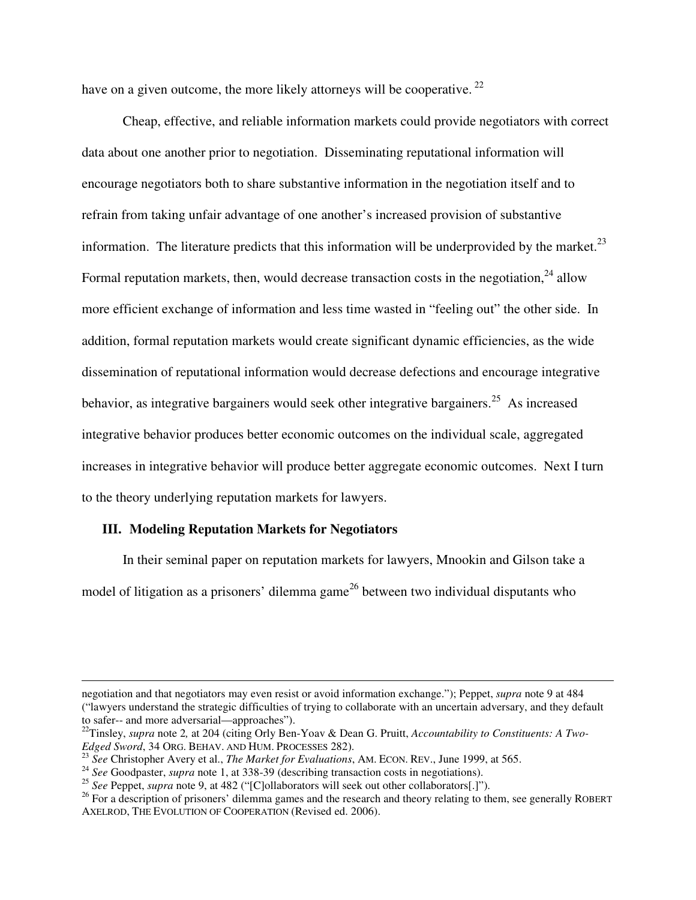have on a given outcome, the more likely attorneys will be cooperative.[22]

Cheap, effective, and reliable information markets could provide negotiators with correct data about one another prior to negotiation. Disseminating reputational information will encourage negotiators both to share substantive information in the negotiation itself and to refrain from taking unfair advantage of one another's increased provision of substantive information. The literature predicts that this information will be underprovided by the market.[23] Formal reputation markets, then, would decrease transaction costs in the negotiation,[24] allow more efficient exchange of information and less time wasted in "feeling out" the other side. In addition, formal reputation markets would create significant dynamic efficiencies, as the wide dissemination of reputational information would decrease defections and encourage integrative behavior, as integrative bargainers would seek other integrative bargainers.[25] As increased integrative behavior produces better economic outcomes on the individual scale, aggregated increases in integrative behavior will produce better aggregate economic outcomes. Next I turn to the theory underlying reputation markets for lawyers.

## III. Modeling Reputation Markets for Negotiators

In their seminal paper on reputation markets for lawyers, Mnookin and Gilson take a model of litigation as a prisoners' dilemma game[26] between two individual disputants who

---

negotiation and that negotiators may even resist or avoid information exchange."); Peppet, *supra* note 9 at 484 ("lawyers understand the strategic difficulties of trying to collaborate with an uncertain adversary, and they default to safer-- and more adversarial—approaches").

[22] Tinsley, *supra* note 2*,* at 204 (citing Orly Ben-Yoav & Dean G. Pruitt, *Accountability to Constituents: A Two-Edged Sword*, 34 ORG. BEHAV. AND HUM. PROCESSES 282).

[23] *See* Christopher Avery et al., *The Market for Evaluations*, AM. ECON. REV., June 1999, at 565.

[24] *See* Goodpaster, *supra* note 1, at 338-39 (describing transaction costs in negotiations).

[25] *See* Peppet, *supra* note 9, at 482 ("[C]ollaborators will seek out other collaborators[.]").

[26] For a description of prisoners' dilemma games and the research and theory relating to them, see generally ROBERT AXELROD, THE EVOLUTION OF COOPERATION (Revised ed. 2006).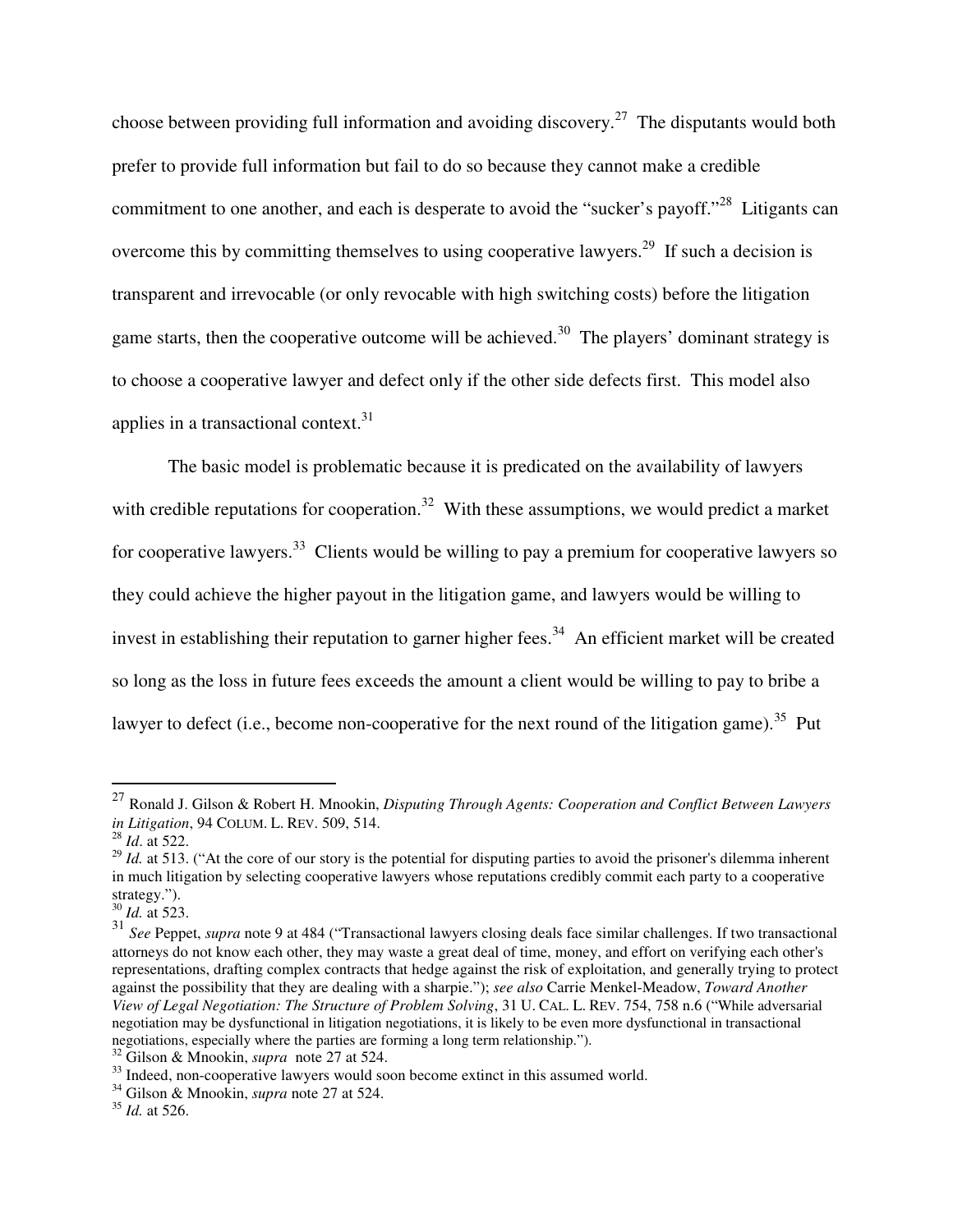choose between providing full information and avoiding discovery.[27] The disputants would both prefer to provide full information but fail to do so because they cannot make a credible commitment to one another, and each is desperate to avoid the "sucker's payoff."[28] Litigants can overcome this by committing themselves to using cooperative lawyers.[29] If such a decision is transparent and irrevocable (or only revocable with high switching costs) before the litigation game starts, then the cooperative outcome will be achieved.[30] The players' dominant strategy is to choose a cooperative lawyer and defect only if the other side defects first. This model also applies in a transactional context.[31]

The basic model is problematic because it is predicated on the availability of lawyers with credible reputations for cooperation.[32] With these assumptions, we would predict a market for cooperative lawyers.[33] Clients would be willing to pay a premium for cooperative lawyers so they could achieve the higher payout in the litigation game, and lawyers would be willing to invest in establishing their reputation to garner higher fees.[34] An efficient market will be created so long as the loss in future fees exceeds the amount a client would be willing to pay to bribe a lawyer to defect (i.e., become non-cooperative for the next round of the litigation game).[35] Put

---

[27] Ronald J. Gilson & Robert H. Mnookin, *Disputing Through Agents: Cooperation and Conflict Between Lawyers in Litigation*, 94 COLUM. L. REV. 509, 514.

[28] *Id*. at 522.

[29] *Id.* at 513. ("At the core of our story is the potential for disputing parties to avoid the prisoner's dilemma inherent in much litigation by selecting cooperative lawyers whose reputations credibly commit each party to a cooperative strategy.").

[30] *Id.* at 523.

[31] *See* Peppet, *supra* note 9 at 484 ("Transactional lawyers closing deals face similar challenges. If two transactional attorneys do not know each other, they may waste a great deal of time, money, and effort on verifying each other's representations, drafting complex contracts that hedge against the risk of exploitation, and generally trying to protect against the possibility that they are dealing with a sharpie."); *see also* Carrie Menkel-Meadow, *Toward Another View of Legal Negotiation: The Structure of Problem Solving*, 31 U. CAL. L. REV. 754, 758 n.6 ("While adversarial negotiation may be dysfunctional in litigation negotiations, it is likely to be even more dysfunctional in transactional negotiations, especially where the parties are forming a long term relationship.").

[32] Gilson & Mnookin, *supra* note 27 at 524.

[33] Indeed, non-cooperative lawyers would soon become extinct in this assumed world.

[34] Gilson & Mnookin, *supra* note 27 at 524.

[35] *Id.* at 526.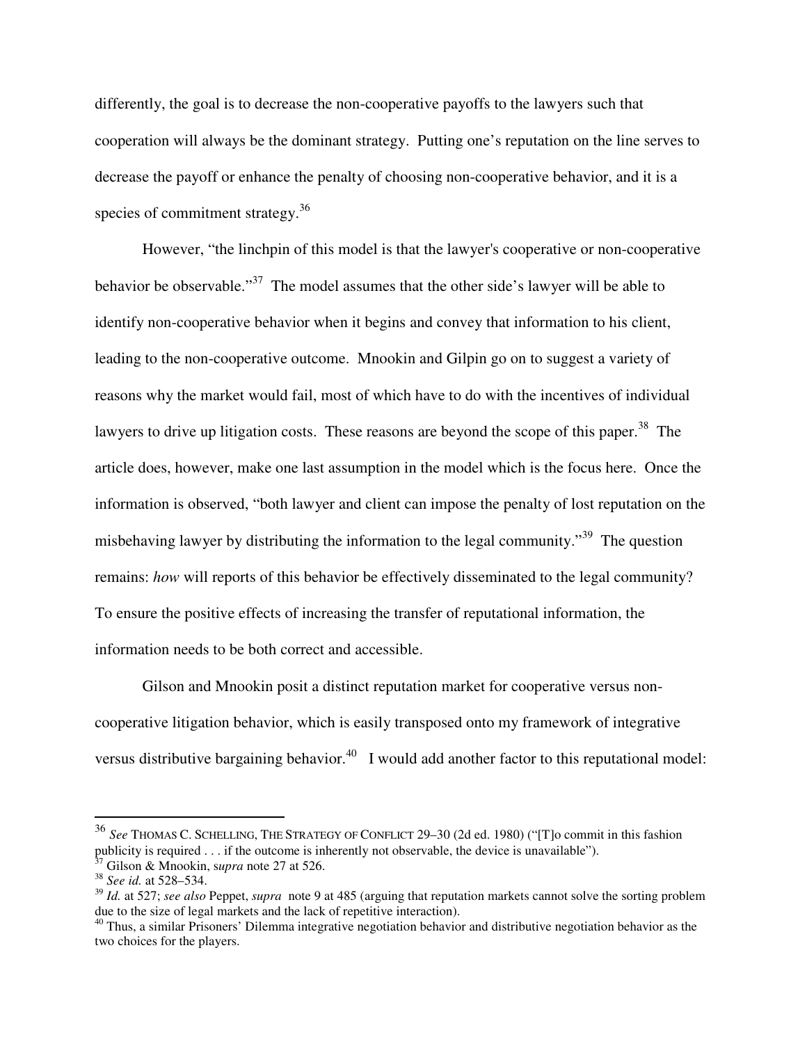differently, the goal is to decrease the non-cooperative payoffs to the lawyers such that cooperation will always be the dominant strategy. Putting one's reputation on the line serves to decrease the payoff or enhance the penalty of choosing non-cooperative behavior, and it is a species of commitment strategy.[36]

However, "the linchpin of this model is that the lawyer's cooperative or non-cooperative behavior be observable."[37] The model assumes that the other side's lawyer will be able to identify non-cooperative behavior when it begins and convey that information to his client, leading to the non-cooperative outcome. Mnookin and Gilpin go on to suggest a variety of reasons why the market would fail, most of which have to do with the incentives of individual lawyers to drive up litigation costs. These reasons are beyond the scope of this paper.[38] The article does, however, make one last assumption in the model which is the focus here. Once the information is observed, "both lawyer and client can impose the penalty of lost reputation on the misbehaving lawyer by distributing the information to the legal community."[39] The question remains: *how* will reports of this behavior be effectively disseminated to the legal community? To ensure the positive effects of increasing the transfer of reputational information, the information needs to be both correct and accessible.

Gilson and Mnookin posit a distinct reputation market for cooperative versus non-cooperative litigation behavior, which is easily transposed onto my framework of integrative versus distributive bargaining behavior.[40] I would add another factor to this reputational model:

---

[36] *See* THOMAS C. SCHELLING, THE STRATEGY OF CONFLICT 29–30 (2d ed. 1980) ("[T]o commit in this fashion publicity is required . . . if the outcome is inherently not observable, the device is unavailable").

[37] Gilson & Mnookin, *supra* note 27 at 526.

[38] *See id.* at 528–534.

[39] *Id.* at 527; *see also* Peppet, *supra* note 9 at 485 (arguing that reputation markets cannot solve the sorting problem due to the size of legal markets and the lack of repetitive interaction).

[40] Thus, a similar Prisoners' Dilemma integrative negotiation behavior and distributive negotiation behavior as the two choices for the players.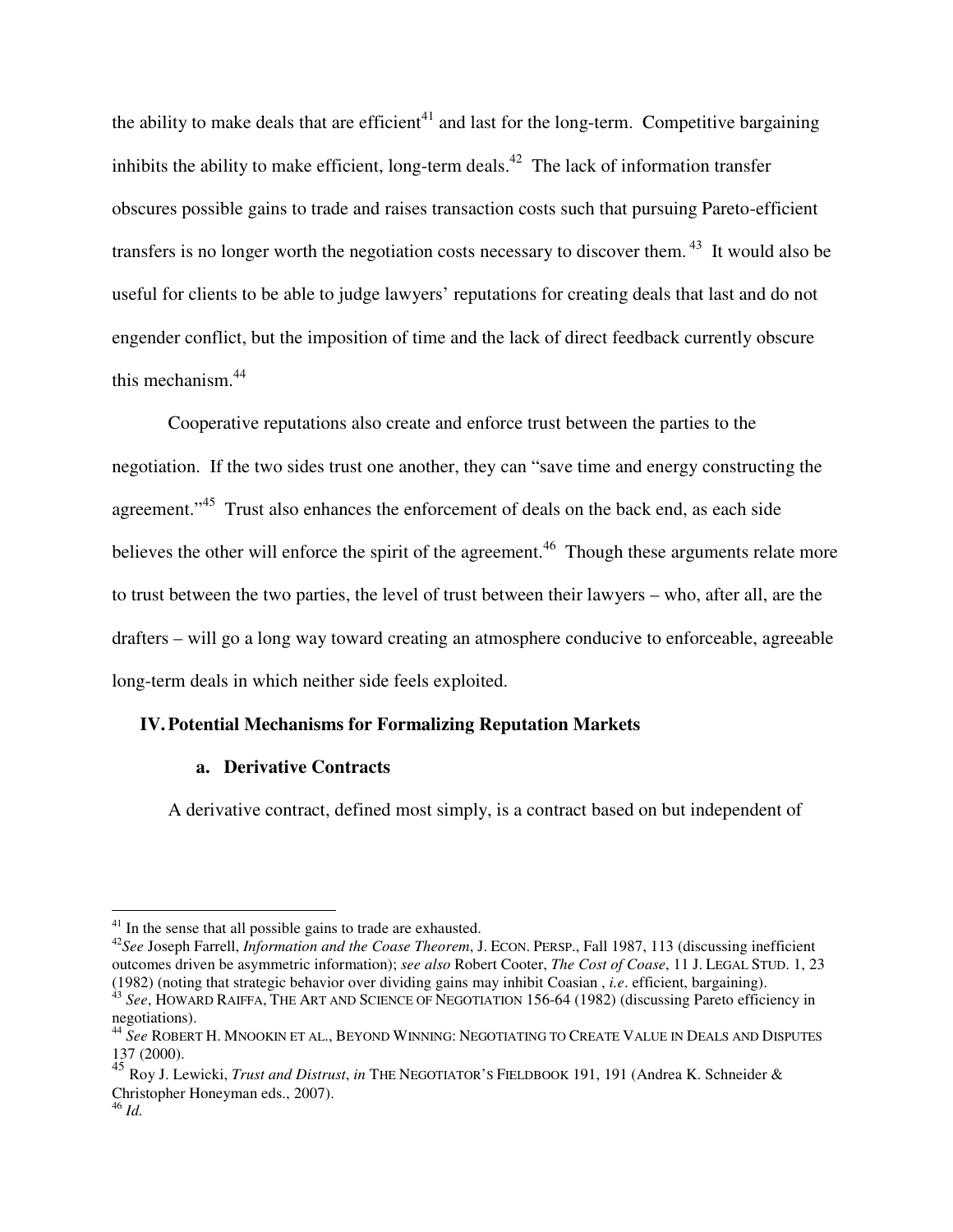the ability to make deals that are efficient[41] and last for the long-term. Competitive bargaining inhibits the ability to make efficient, long-term deals.[42] The lack of information transfer obscures possible gains to trade and raises transaction costs such that pursuing Pareto-efficient transfers is no longer worth the negotiation costs necessary to discover them.[43] It would also be useful for clients to be able to judge lawyers' reputations for creating deals that last and do not engender conflict, but the imposition of time and the lack of direct feedback currently obscure this mechanism.[44]

Cooperative reputations also create and enforce trust between the parties to the negotiation. If the two sides trust one another, they can "save time and energy constructing the agreement."[45] Trust also enhances the enforcement of deals on the back end, as each side believes the other will enforce the spirit of the agreement.[46] Though these arguments relate more to trust between the two parties, the level of trust between their lawyers – who, after all, are the drafters – will go a long way toward creating an atmosphere conducive to enforceable, agreeable long-term deals in which neither side feels exploited.

## IV. Potential Mechanisms for Formalizing Reputation Markets

### a. Derivative Contracts

A derivative contract, defined most simply, is a contract based on but independent of

---

[41] In the sense that all possible gains to trade are exhausted.

[42] *See* Joseph Farrell, *Information and the Coase Theorem*, J. ECON. PERSP., Fall 1987, 113 (discussing inefficient outcomes driven be asymmetric information); *see also* Robert Cooter, *The Cost of Coase*, 11 J. LEGAL STUD. 1, 23 (1982) (noting that strategic behavior over dividing gains may inhibit Coasian , *i.e*. efficient, bargaining).

[43] *See*, HOWARD RAIFFA, THE ART AND SCIENCE OF NEGOTIATION 156-64 (1982) (discussing Pareto efficiency in negotiations).

[44] *See* ROBERT H. MNOOKIN ET AL., BEYOND WINNING: NEGOTIATING TO CREATE VALUE IN DEALS AND DISPUTES 137 (2000).

[45] Roy J. Lewicki, *Trust and Distrust*, *in* THE NEGOTIATOR'S FIELDBOOK 191, 191 (Andrea K. Schneider & Christopher Honeyman eds., 2007).

[46] *Id.*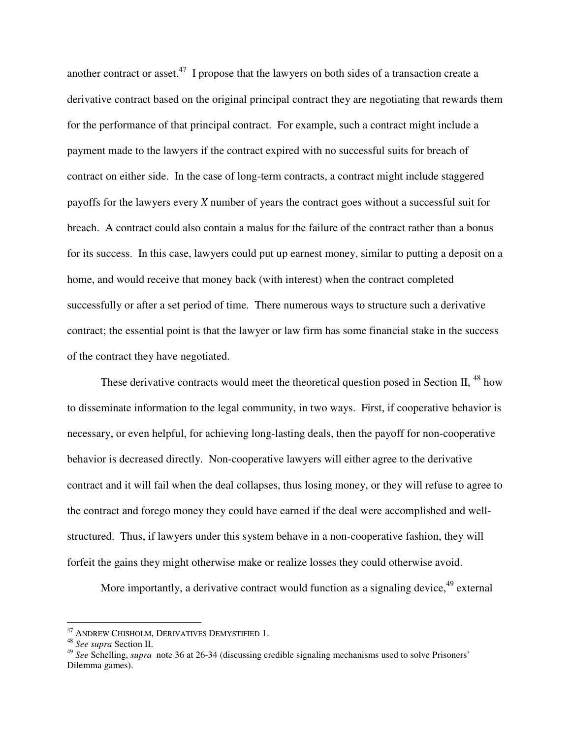another contract or asset.[47] I propose that the lawyers on both sides of a transaction create a derivative contract based on the original principal contract they are negotiating that rewards them for the performance of that principal contract. For example, such a contract might include a payment made to the lawyers if the contract expired with no successful suits for breach of contract on either side. In the case of long-term contracts, a contract might include staggered payoffs for the lawyers every *X* number of years the contract goes without a successful suit for breach. A contract could also contain a malus for the failure of the contract rather than a bonus for its success. In this case, lawyers could put up earnest money, similar to putting a deposit on a home, and would receive that money back (with interest) when the contract completed successfully or after a set period of time. There numerous ways to structure such a derivative contract; the essential point is that the lawyer or law firm has some financial stake in the success of the contract they have negotiated.

These derivative contracts would meet the theoretical question posed in Section II, [48] how to disseminate information to the legal community, in two ways. First, if cooperative behavior is necessary, or even helpful, for achieving long-lasting deals, then the payoff for non-cooperative behavior is decreased directly. Non-cooperative lawyers will either agree to the derivative contract and it will fail when the deal collapses, thus losing money, or they will refuse to agree to the contract and forego money they could have earned if the deal were accomplished and well-structured. Thus, if lawyers under this system behave in a non-cooperative fashion, they will forfeit the gains they might otherwise make or realize losses they could otherwise avoid.

More importantly, a derivative contract would function as a signaling device,[49] external

---

[47] ANDREW CHISHOLM, DERIVATIVES DEMYSTIFIED 1.

[48] *See supra* Section II.

[49] *See* Schelling, *supra* note 36 at 26-34 (discussing credible signaling mechanisms used to solve Prisoners' Dilemma games).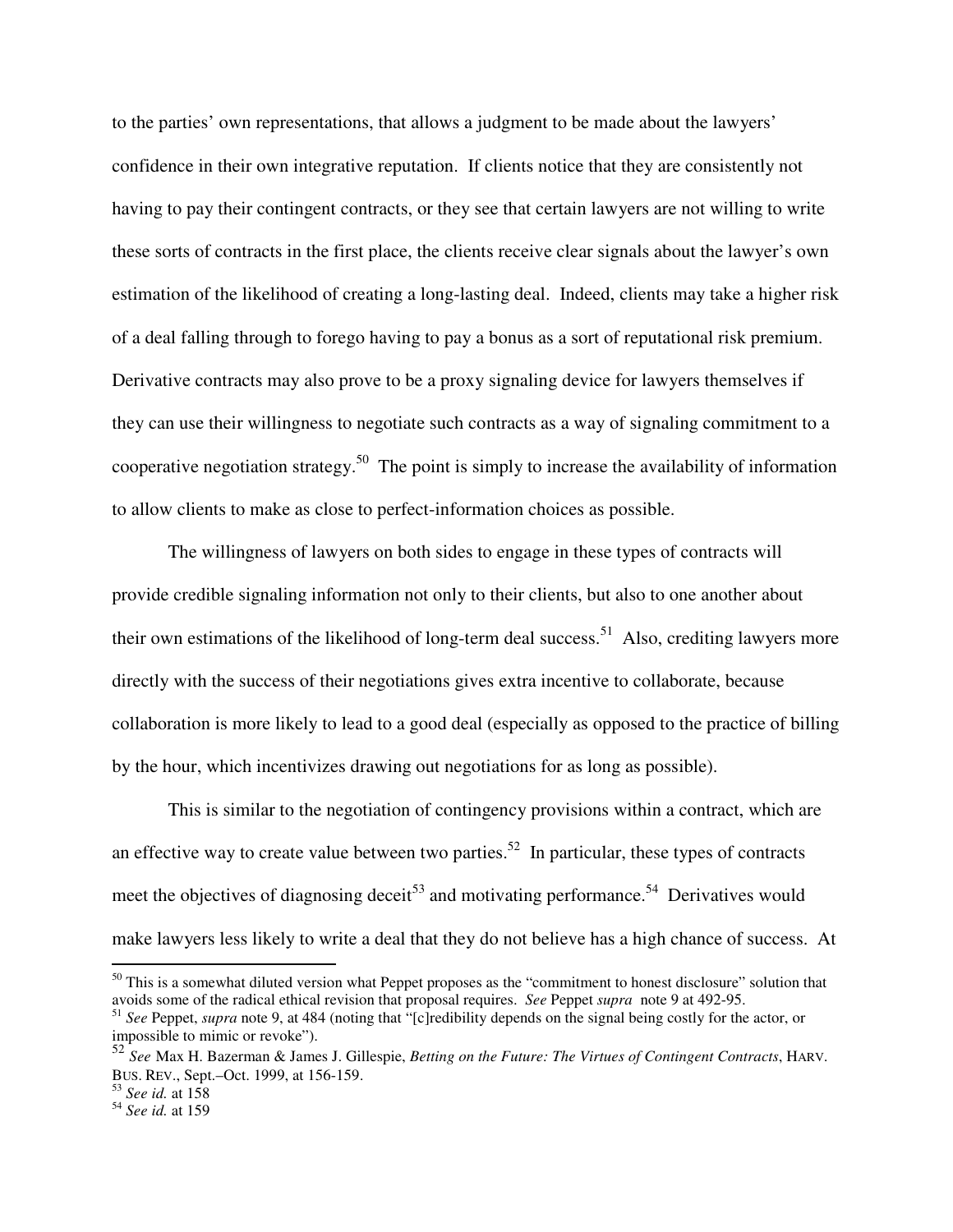to the parties' own representations, that allows a judgment to be made about the lawyers' confidence in their own integrative reputation. If clients notice that they are consistently not having to pay their contingent contracts, or they see that certain lawyers are not willing to write these sorts of contracts in the first place, the clients receive clear signals about the lawyer's own estimation of the likelihood of creating a long-lasting deal. Indeed, clients may take a higher risk of a deal falling through to forego having to pay a bonus as a sort of reputational risk premium. Derivative contracts may also prove to be a proxy signaling device for lawyers themselves if they can use their willingness to negotiate such contracts as a way of signaling commitment to a cooperative negotiation strategy.[50] The point is simply to increase the availability of information to allow clients to make as close to perfect-information choices as possible.

The willingness of lawyers on both sides to engage in these types of contracts will provide credible signaling information not only to their clients, but also to one another about their own estimations of the likelihood of long-term deal success.[51] Also, crediting lawyers more directly with the success of their negotiations gives extra incentive to collaborate, because collaboration is more likely to lead to a good deal (especially as opposed to the practice of billing by the hour, which incentivizes drawing out negotiations for as long as possible).

This is similar to the negotiation of contingency provisions within a contract, which are an effective way to create value between two parties.[52] In particular, these types of contracts meet the objectives of diagnosing deceit[53] and motivating performance.[54] Derivatives would make lawyers less likely to write a deal that they do not believe has a high chance of success. At

---

[50] This is a somewhat diluted version what Peppet proposes as the "commitment to honest disclosure" solution that avoids some of the radical ethical revision that proposal requires. *See* Peppet *supra* note 9 at 492-95.

[51] *See* Peppet, *supra* note 9, at 484 (noting that "[c]redibility depends on the signal being costly for the actor, or impossible to mimic or revoke").

[52] *See* Max H. Bazerman & James J. Gillespie, *Betting on the Future: The Virtues of Contingent Contracts*, HARV. BUS. REV., Sept.–Oct. 1999, at 156-159.

[53] *See id.* at 158

[54] *See id.* at 159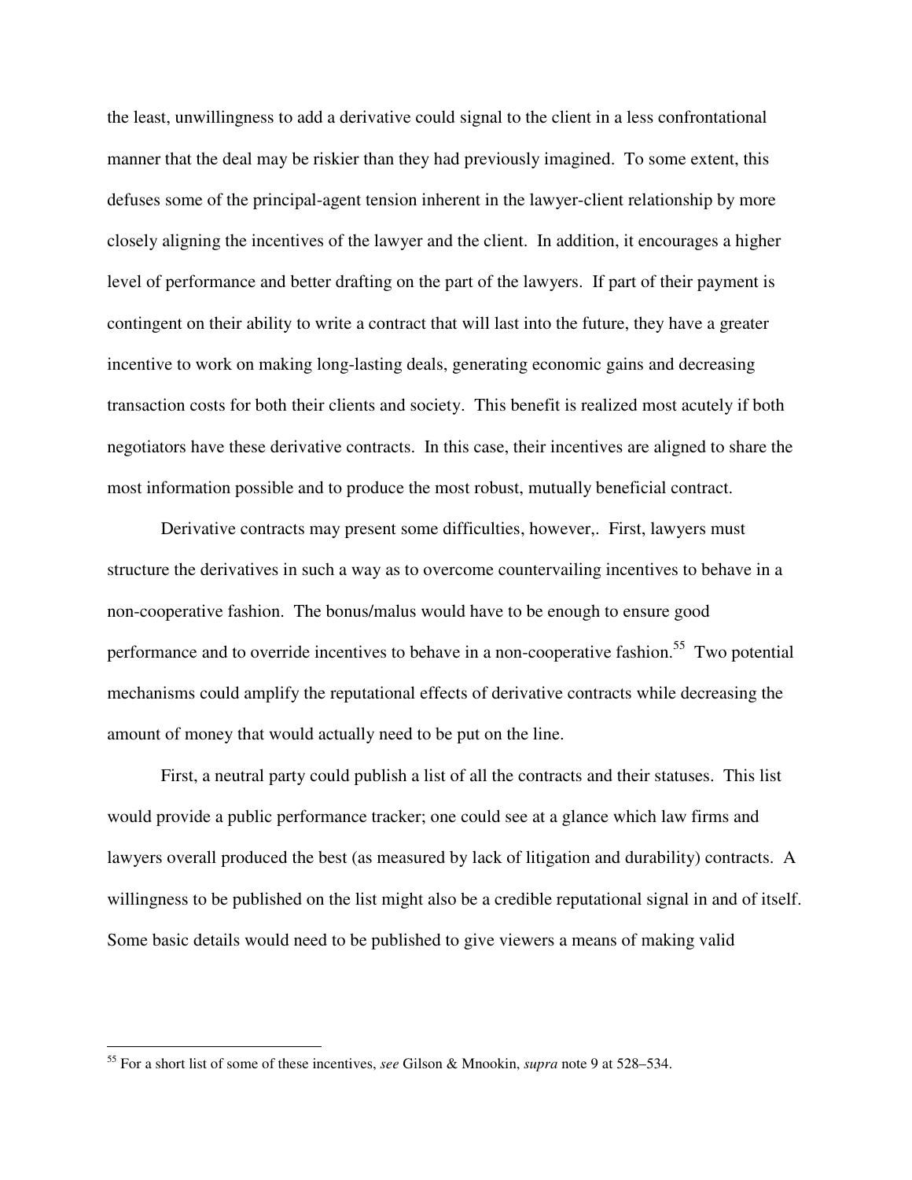the least, unwillingness to add a derivative could signal to the client in a less confrontational manner that the deal may be riskier than they had previously imagined. To some extent, this defuses some of the principal-agent tension inherent in the lawyer-client relationship by more closely aligning the incentives of the lawyer and the client. In addition, it encourages a higher level of performance and better drafting on the part of the lawyers. If part of their payment is contingent on their ability to write a contract that will last into the future, they have a greater incentive to work on making long-lasting deals, generating economic gains and decreasing transaction costs for both their clients and society. This benefit is realized most acutely if both negotiators have these derivative contracts. In this case, their incentives are aligned to share the most information possible and to produce the most robust, mutually beneficial contract.

Derivative contracts may present some difficulties, however,. First, lawyers must structure the derivatives in such a way as to overcome countervailing incentives to behave in a non-cooperative fashion. The bonus/malus would have to be enough to ensure good performance and to override incentives to behave in a non-cooperative fashion.[55] Two potential mechanisms could amplify the reputational effects of derivative contracts while decreasing the amount of money that would actually need to be put on the line.

First, a neutral party could publish a list of all the contracts and their statuses. This list would provide a public performance tracker; one could see at a glance which law firms and lawyers overall produced the best (as measured by lack of litigation and durability) contracts. A willingness to be published on the list might also be a credible reputational signal in and of itself. Some basic details would need to be published to give viewers a means of making valid

---

[55] For a short list of some of these incentives, *see* Gilson & Mnookin, *supra* note 9 at 528–534.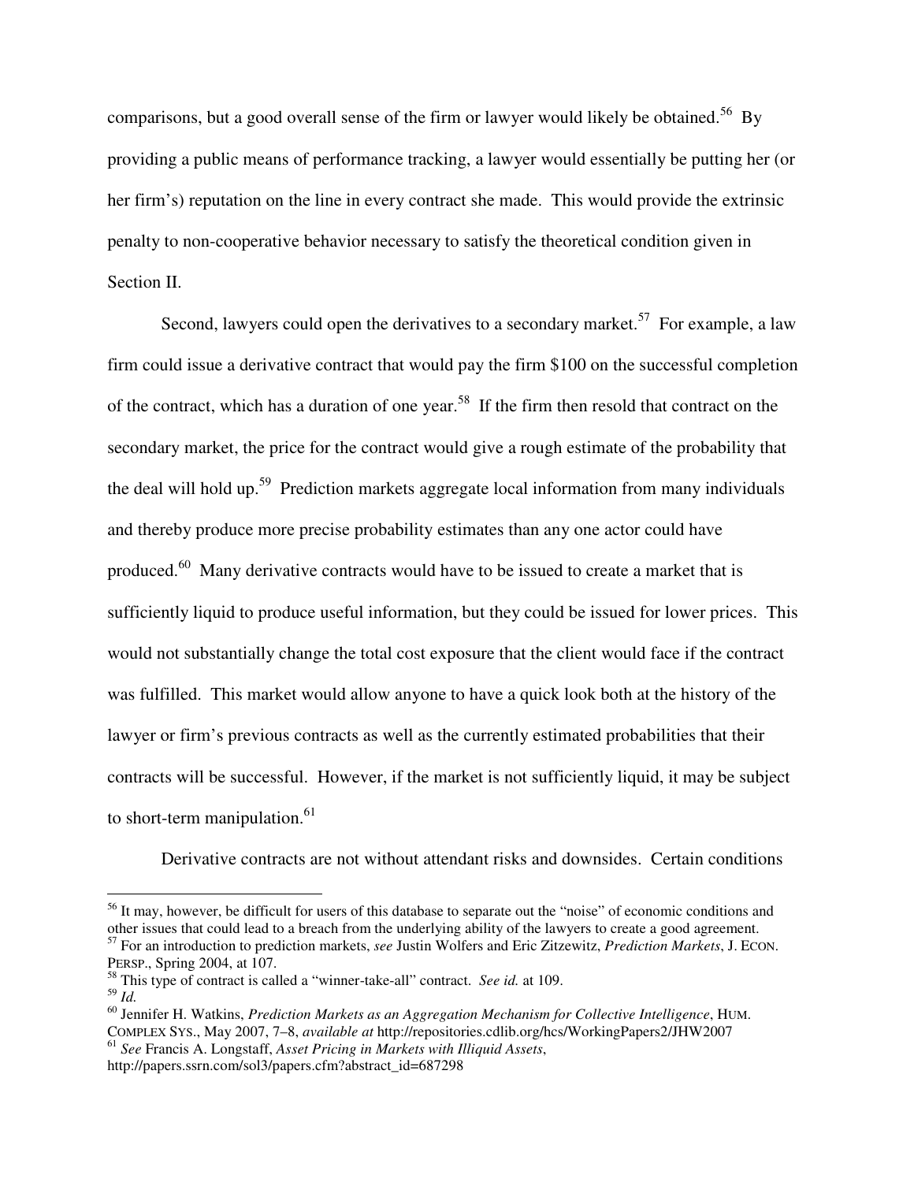comparisons, but a good overall sense of the firm or lawyer would likely be obtained.[56] By providing a public means of performance tracking, a lawyer would essentially be putting her (or her firm's) reputation on the line in every contract she made. This would provide the extrinsic penalty to non-cooperative behavior necessary to satisfy the theoretical condition given in Section II.

Second, lawyers could open the derivatives to a secondary market.[57] For example, a law firm could issue a derivative contract that would pay the firm $100 on the successful completion of the contract, which has a duration of one year.[58] If the firm then resold that contract on the secondary market, the price for the contract would give a rough estimate of the probability that the deal will hold up.[59] Prediction markets aggregate local information from many individuals and thereby produce more precise probability estimates than any one actor could have produced.[60] Many derivative contracts would have to be issued to create a market that is sufficiently liquid to produce useful information, but they could be issued for lower prices. This would not substantially change the total cost exposure that the client would face if the contract was fulfilled. This market would allow anyone to have a quick look both at the history of the lawyer or firm's previous contracts as well as the currently estimated probabilities that their contracts will be successful. However, if the market is not sufficiently liquid, it may be subject to short-term manipulation.[61]

Derivative contracts are not without attendant risks and downsides. Certain conditions

---

[56] It may, however, be difficult for users of this database to separate out the "noise" of economic conditions and other issues that could lead to a breach from the underlying ability of the lawyers to create a good agreement.

[57] For an introduction to prediction markets, *see* Justin Wolfers and Eric Zitzewitz, *Prediction Markets*, J. ECON. PERSP., Spring 2004, at 107.

[58] This type of contract is called a "winner-take-all" contract. *See id.* at 109.

[59] *Id.*

[60] Jennifer H. Watkins, *Prediction Markets as an Aggregation Mechanism for Collective Intelligence*, HUM. COMPLEX SYS., May 2007, 7–8, *available at* http://repositories.cdlib.org/hcs/WorkingPapers2/JHW2007

[61] *See* Francis A. Longstaff, *Asset Pricing in Markets with Illiquid Assets*, http://papers.ssrn.com/sol3/papers.cfm?abstract_id=687298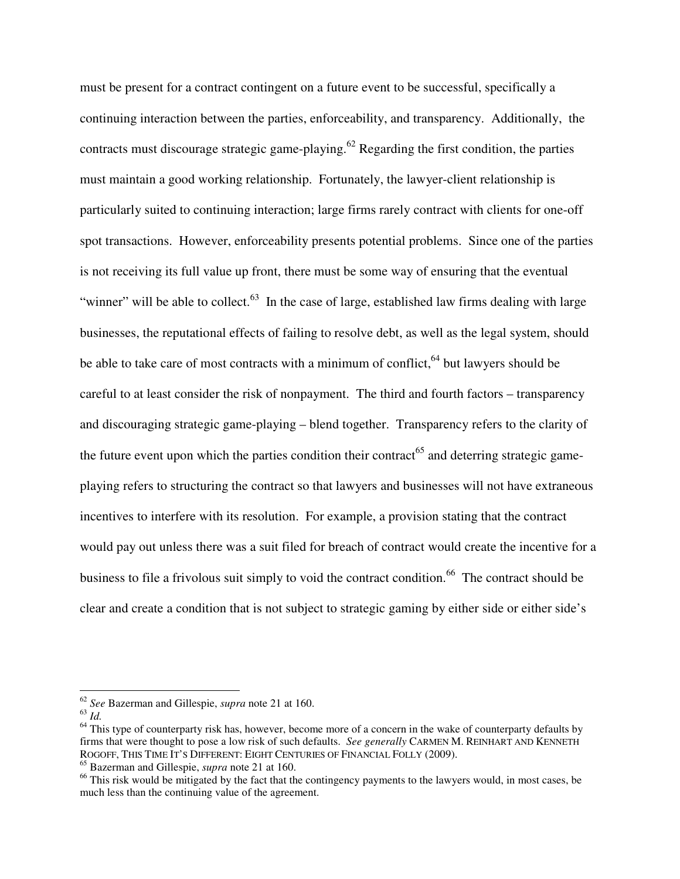must be present for a contract contingent on a future event to be successful, specifically a continuing interaction between the parties, enforceability, and transparency. Additionally, the contracts must discourage strategic game-playing.[62] Regarding the first condition, the parties must maintain a good working relationship. Fortunately, the lawyer-client relationship is particularly suited to continuing interaction; large firms rarely contract with clients for one-off spot transactions. However, enforceability presents potential problems. Since one of the parties is not receiving its full value up front, there must be some way of ensuring that the eventual "winner" will be able to collect.[63] In the case of large, established law firms dealing with large businesses, the reputational effects of failing to resolve debt, as well as the legal system, should be able to take care of most contracts with a minimum of conflict,[64] but lawyers should be careful to at least consider the risk of nonpayment. The third and fourth factors – transparency and discouraging strategic game-playing – blend together. Transparency refers to the clarity of the future event upon which the parties condition their contract[65] and deterring strategic game-playing refers to structuring the contract so that lawyers and businesses will not have extraneous incentives to interfere with its resolution. For example, a provision stating that the contract would pay out unless there was a suit filed for breach of contract would create the incentive for a business to file a frivolous suit simply to void the contract condition.[66] The contract should be clear and create a condition that is not subject to strategic gaming by either side or either side's

---

[62] *See* Bazerman and Gillespie, *supra* note 21 at 160.

[63] *Id.*

[64] This type of counterparty risk has, however, become more of a concern in the wake of counterparty defaults by firms that were thought to pose a low risk of such defaults. *See generally* CARMEN M. REINHART AND KENNETH ROGOFF, THIS TIME IT'S DIFFERENT: EIGHT CENTURIES OF FINANCIAL FOLLY (2009).

[65] Bazerman and Gillespie, *supra* note 21 at 160.

[66] This risk would be mitigated by the fact that the contingency payments to the lawyers would, in most cases, be much less than the continuing value of the agreement.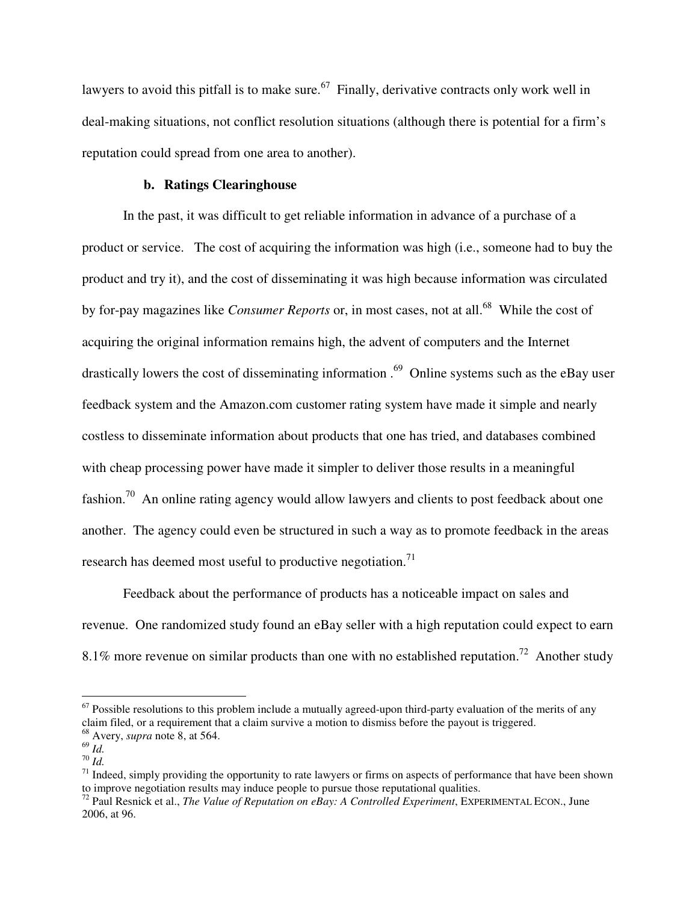lawyers to avoid this pitfall is to make sure.[67] Finally, derivative contracts only work well in deal-making situations, not conflict resolution situations (although there is potential for a firm's reputation could spread from one area to another).

### b. Ratings Clearinghouse

In the past, it was difficult to get reliable information in advance of a purchase of a product or service. The cost of acquiring the information was high (i.e., someone had to buy the product and try it), and the cost of disseminating it was high because information was circulated by for-pay magazines like *Consumer Reports* or, in most cases, not at all.[68] While the cost of acquiring the original information remains high, the advent of computers and the Internet drastically lowers the cost of disseminating information .[69] Online systems such as the eBay user feedback system and the Amazon.com customer rating system have made it simple and nearly costless to disseminate information about products that one has tried, and databases combined with cheap processing power have made it simpler to deliver those results in a meaningful fashion.[70] An online rating agency would allow lawyers and clients to post feedback about one another. The agency could even be structured in such a way as to promote feedback in the areas research has deemed most useful to productive negotiation.[71]

Feedback about the performance of products has a noticeable impact on sales and revenue. One randomized study found an eBay seller with a high reputation could expect to earn 8.1% more revenue on similar products than one with no established reputation.[72] Another study

---

[67] Possible resolutions to this problem include a mutually agreed-upon third-party evaluation of the merits of any claim filed, or a requirement that a claim survive a motion to dismiss before the payout is triggered.

[68] Avery, *supra* note 8, at 564.

[69] *Id.*

[70] *Id.*

[71] Indeed, simply providing the opportunity to rate lawyers or firms on aspects of performance that have been shown to improve negotiation results may induce people to pursue those reputational qualities.

[72] Paul Resnick et al., *The Value of Reputation on eBay: A Controlled Experiment*, EXPERIMENTAL ECON., June 2006, at 96.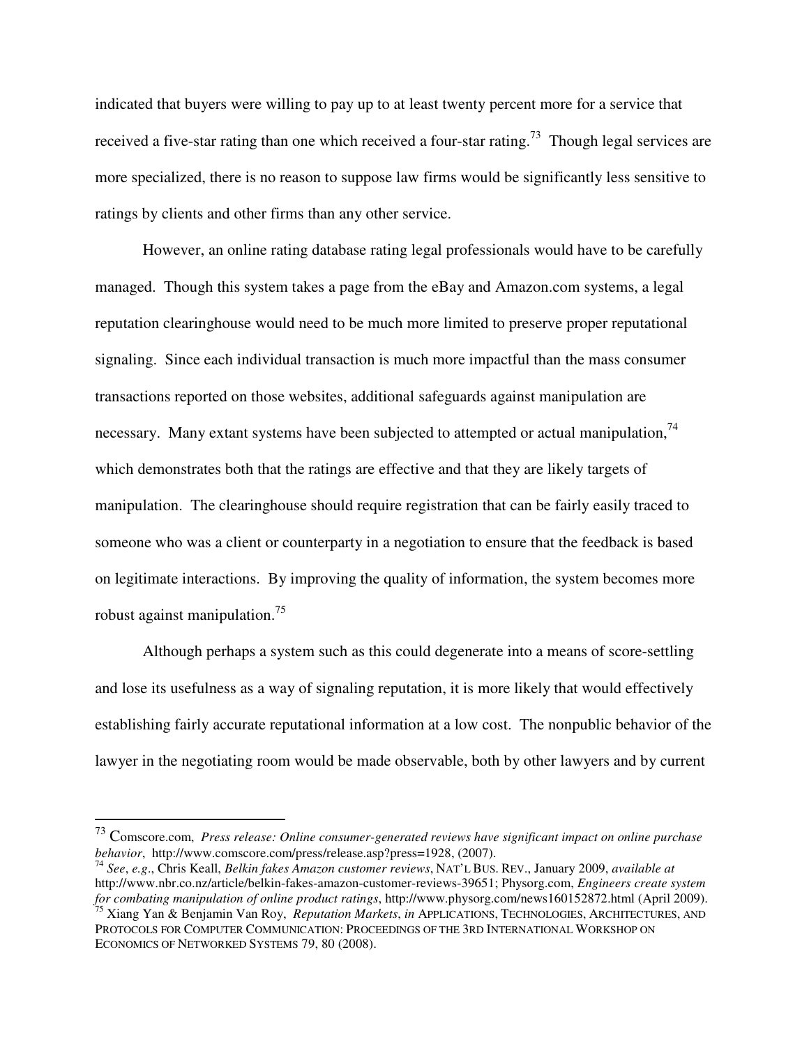indicated that buyers were willing to pay up to at least twenty percent more for a service that received a five-star rating than one which received a four-star rating.[73] Though legal services are more specialized, there is no reason to suppose law firms would be significantly less sensitive to ratings by clients and other firms than any other service.

However, an online rating database rating legal professionals would have to be carefully managed. Though this system takes a page from the eBay and Amazon.com systems, a legal reputation clearinghouse would need to be much more limited to preserve proper reputational signaling. Since each individual transaction is much more impactful than the mass consumer transactions reported on those websites, additional safeguards against manipulation are necessary. Many extant systems have been subjected to attempted or actual manipulation,[74] which demonstrates both that the ratings are effective and that they are likely targets of manipulation. The clearinghouse should require registration that can be fairly easily traced to someone who was a client or counterparty in a negotiation to ensure that the feedback is based on legitimate interactions. By improving the quality of information, the system becomes more robust against manipulation.[75]

Although perhaps a system such as this could degenerate into a means of score-settling and lose its usefulness as a way of signaling reputation, it is more likely that would effectively establishing fairly accurate reputational information at a low cost. The nonpublic behavior of the lawyer in the negotiating room would be made observable, both by other lawyers and by current

---

[73] Comscore.com, *Press release: Online consumer-generated reviews have significant impact on online purchase behavior*, http://www.comscore.com/press/release.asp?press=1928, (2007).

[74] *See*, *e.g*., Chris Keall, *Belkin fakes Amazon customer reviews*, NAT'L BUS. REV., January 2009, *available at* http://www.nbr.co.nz/article/belkin-fakes-amazon-customer-reviews-39651; Physorg.com, *Engineers create system for combating manipulation of online product ratings*, http://www.physorg.com/news160152872.html (April 2009).

[75] Xiang Yan & Benjamin Van Roy, *Reputation Markets*, *in* APPLICATIONS, TECHNOLOGIES, ARCHITECTURES, AND PROTOCOLS FOR COMPUTER COMMUNICATION: PROCEEDINGS OF THE 3RD INTERNATIONAL WORKSHOP ON ECONOMICS OF NETWORKED SYSTEMS 79, 80 (2008).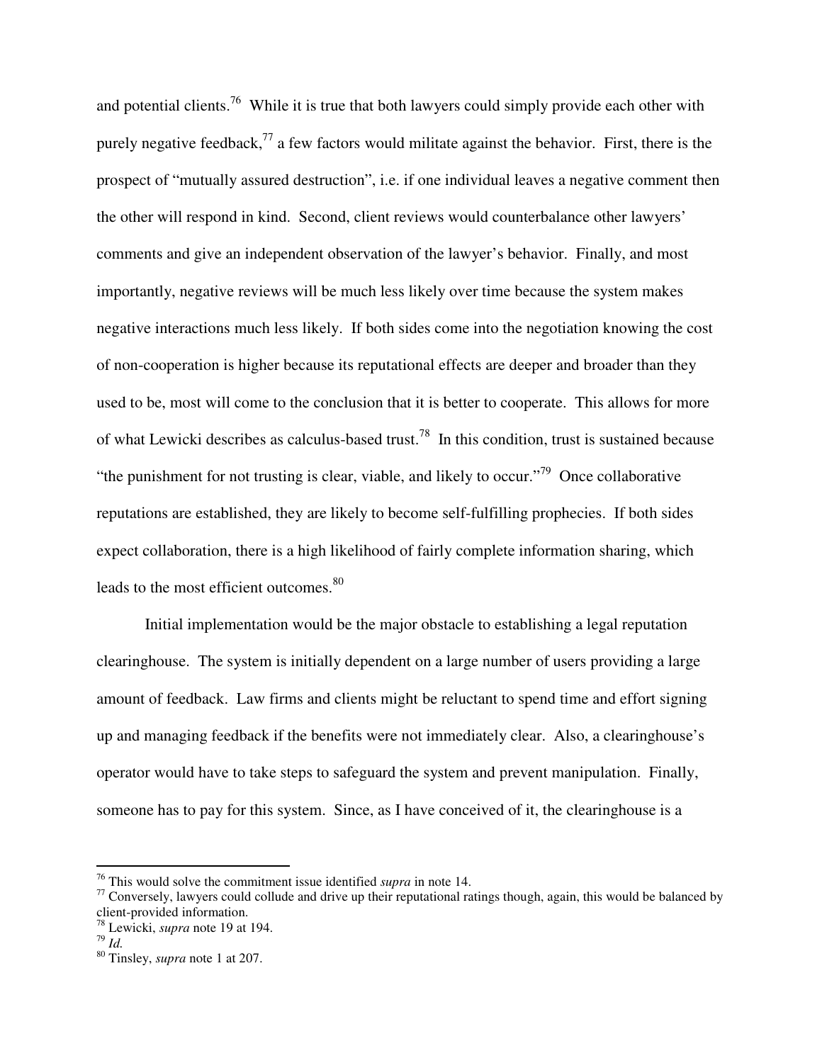and potential clients.[76] While it is true that both lawyers could simply provide each other with purely negative feedback,[77] a few factors would militate against the behavior. First, there is the prospect of "mutually assured destruction", i.e. if one individual leaves a negative comment then the other will respond in kind. Second, client reviews would counterbalance other lawyers' comments and give an independent observation of the lawyer's behavior. Finally, and most importantly, negative reviews will be much less likely over time because the system makes negative interactions much less likely. If both sides come into the negotiation knowing the cost of non-cooperation is higher because its reputational effects are deeper and broader than they used to be, most will come to the conclusion that it is better to cooperate. This allows for more of what Lewicki describes as calculus-based trust.[78] In this condition, trust is sustained because "the punishment for not trusting is clear, viable, and likely to occur."[79] Once collaborative reputations are established, they are likely to become self-fulfilling prophecies. If both sides expect collaboration, there is a high likelihood of fairly complete information sharing, which leads to the most efficient outcomes.[80]

Initial implementation would be the major obstacle to establishing a legal reputation clearinghouse. The system is initially dependent on a large number of users providing a large amount of feedback. Law firms and clients might be reluctant to spend time and effort signing up and managing feedback if the benefits were not immediately clear. Also, a clearinghouse's operator would have to take steps to safeguard the system and prevent manipulation. Finally, someone has to pay for this system. Since, as I have conceived of it, the clearinghouse is a

---

[76] This would solve the commitment issue identified *supra* in note 14.

[77] Conversely, lawyers could collude and drive up their reputational ratings though, again, this would be balanced by client-provided information.

[78] Lewicki, *supra* note 19 at 194.

[79] *Id.*

[80] Tinsley, *supra* note 1 at 207.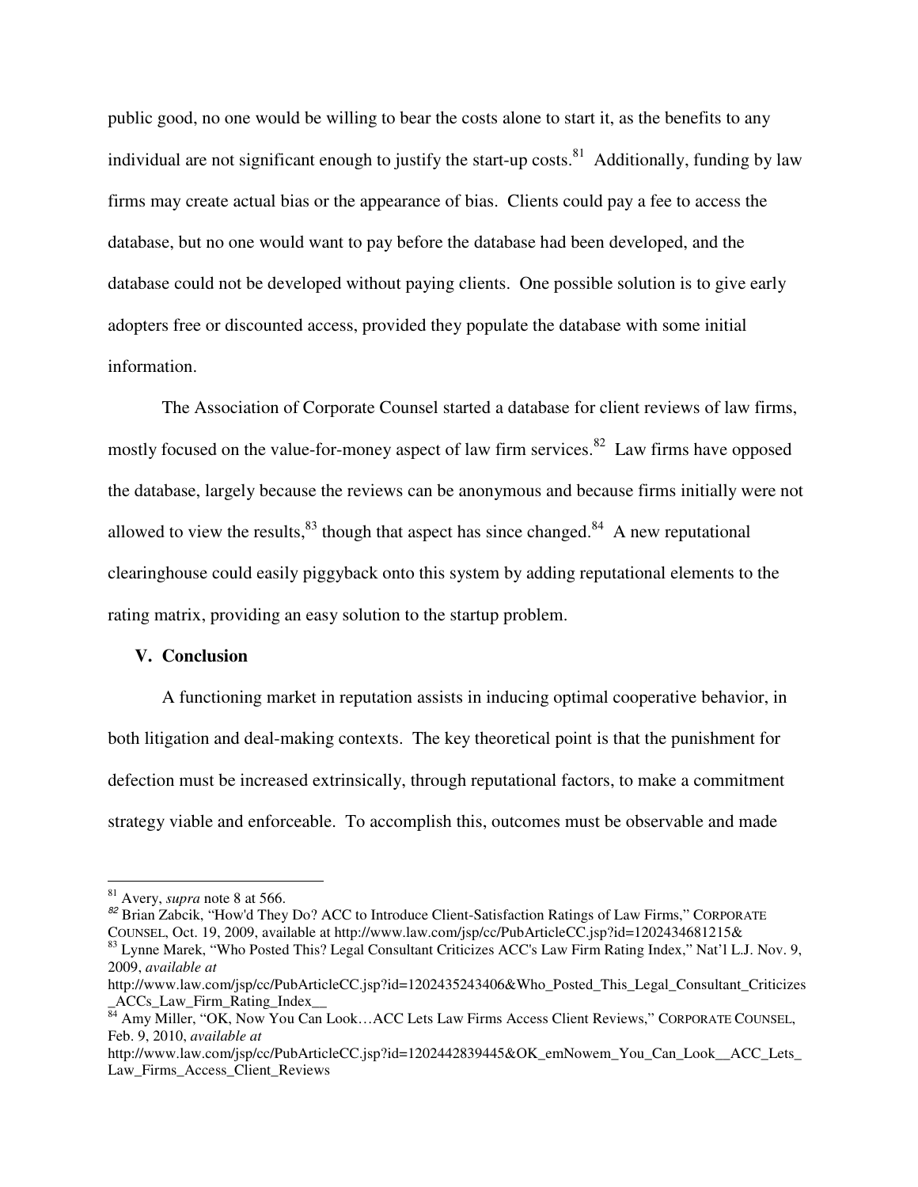public good, no one would be willing to bear the costs alone to start it, as the benefits to any individual are not significant enough to justify the start-up costs.[81] Additionally, funding by law firms may create actual bias or the appearance of bias. Clients could pay a fee to access the database, but no one would want to pay before the database had been developed, and the database could not be developed without paying clients. One possible solution is to give early adopters free or discounted access, provided they populate the database with some initial information.

The Association of Corporate Counsel started a database for client reviews of law firms, mostly focused on the value-for-money aspect of law firm services.[82] Law firms have opposed the database, largely because the reviews can be anonymous and because firms initially were not allowed to view the results,[83] though that aspect has since changed.[84] A new reputational clearinghouse could easily piggyback onto this system by adding reputational elements to the rating matrix, providing an easy solution to the startup problem.

## V. Conclusion

A functioning market in reputation assists in inducing optimal cooperative behavior, in both litigation and deal-making contexts. The key theoretical point is that the punishment for defection must be increased extrinsically, through reputational factors, to make a commitment strategy viable and enforceable. To accomplish this, outcomes must be observable and made

---

[81] Avery, *supra* note 8 at 566.

[82] Brian Zabcik, "How'd They Do? ACC to Introduce Client-Satisfaction Ratings of Law Firms," CORPORATE COUNSEL, Oct. 19, 2009, available at http://www.law.com/jsp/cc/PubArticleCC.jsp?id=1202434681215&

[83] Lynne Marek, "Who Posted This? Legal Consultant Criticizes ACC's Law Firm Rating Index," Nat'l L.J. Nov. 9, 2009, *available at* http://www.law.com/jsp/cc/PubArticleCC.jsp?id=1202435243406&Who_Posted_This_Legal_Consultant_Criticizes_ACCs_Law_Firm_Rating_Index__

[84] Amy Miller, "OK, Now You Can Look…ACC Lets Law Firms Access Client Reviews," CORPORATE COUNSEL, Feb. 9, 2010, *available at* http://www.law.com/jsp/cc/PubArticleCC.jsp?id=1202442839445&OK_emNowem_You_Can_Look__ACC_Lets_Law_Firms_Access_Client_Reviews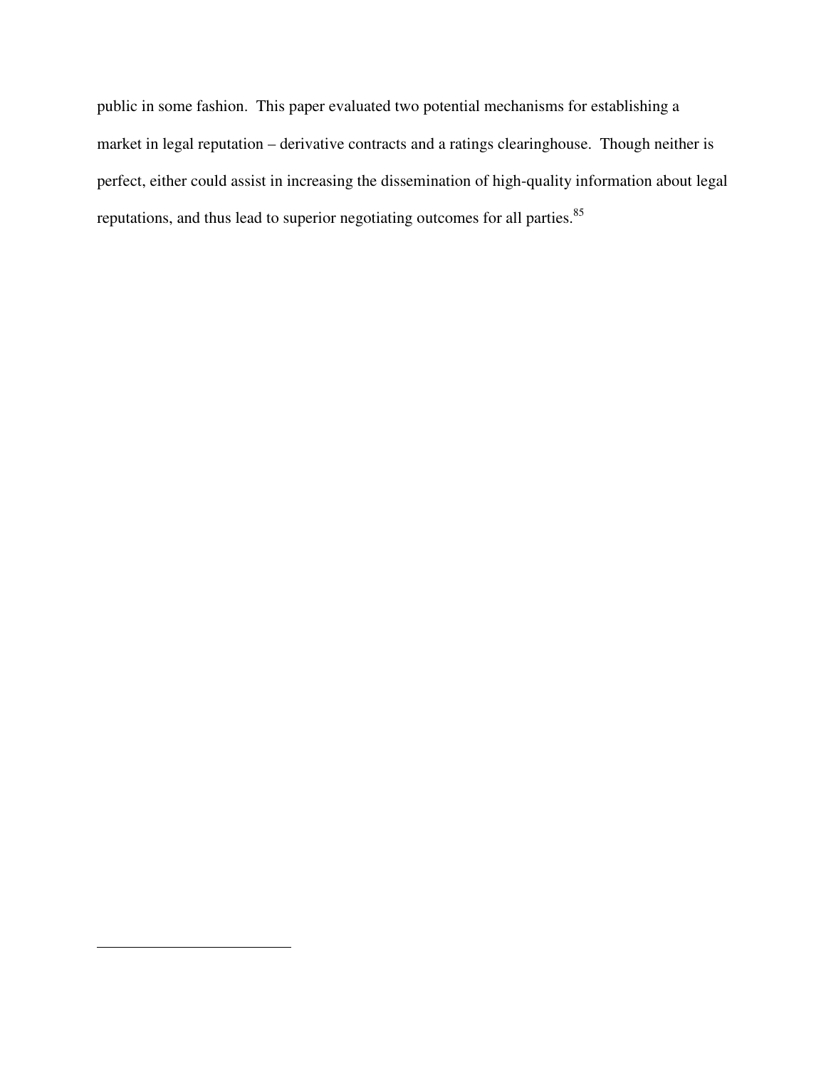public in some fashion. This paper evaluated two potential mechanisms for establishing a market in legal reputation – derivative contracts and a ratings clearinghouse. Though neither is perfect, either could assist in increasing the dissemination of high-quality information about legal reputations, and thus lead to superior negotiating outcomes for all parties.[85]